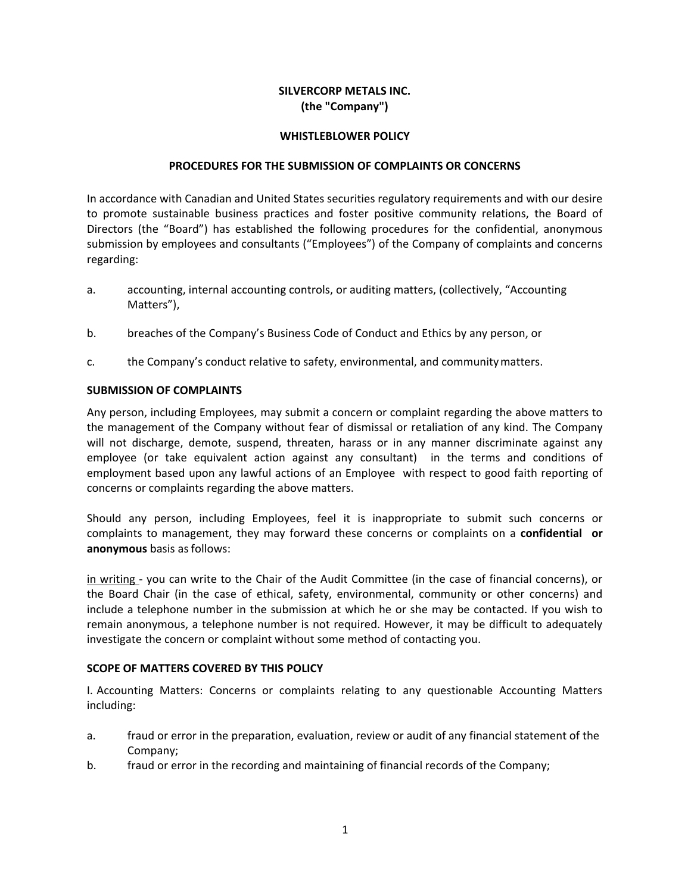**SILVERCORP METALS INC.**
**(the "Company")**

**WHISTLEBLOWER POLICY**

**PROCEDURES FOR THE SUBMISSION OF COMPLAINTS OR CONCERNS**

In accordance with Canadian and United States securities regulatory requirements and with our desire to promote sustainable business practices and foster positive community relations, the Board of Directors (the "Board") has established the following procedures for the confidential, anonymous submission by employees and consultants ("Employees") of the Company of complaints and concerns regarding:

a. accounting, internal accounting controls, or auditing matters, (collectively, "Accounting Matters"),

b. breaches of the Company's Business Code of Conduct and Ethics by any person, or

c. the Company's conduct relative to safety, environmental, and community matters.

**SUBMISSION OF COMPLAINTS**

Any person, including Employees, may submit a concern or complaint regarding the above matters to the management of the Company without fear of dismissal or retaliation of any kind. The Company will not discharge, demote, suspend, threaten, harass or in any manner discriminate against any employee (or take equivalent action against any consultant) in the terms and conditions of employment based upon any lawful actions of an Employee with respect to good faith reporting of concerns or complaints regarding the above matters.

Should any person, including Employees, feel it is inappropriate to submit such concerns or complaints to management, they may forward these concerns or complaints on a **confidential or anonymous** basis as follows:

<u>in writing</u> - you can write to the Chair of the Audit Committee (in the case of financial concerns), or the Board Chair (in the case of ethical, safety, environmental, community or other concerns) and include a telephone number in the submission at which he or she may be contacted. If you wish to remain anonymous, a telephone number is not required. However, it may be difficult to adequately investigate the concern or complaint without some method of contacting you.

**SCOPE OF MATTERS COVERED BY THIS POLICY**

I. Accounting Matters: Concerns or complaints relating to any questionable Accounting Matters including:

a. fraud or error in the preparation, evaluation, review or audit of any financial statement of the Company;

b. fraud or error in the recording and maintaining of financial records of the Company;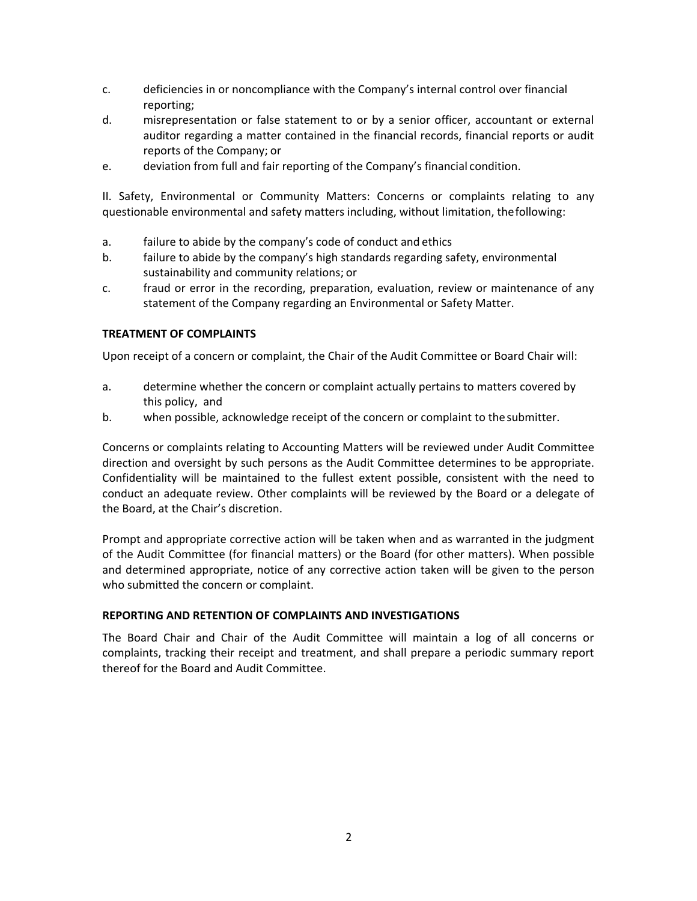c. deficiencies in or noncompliance with the Company's internal control over financial reporting;
d. misrepresentation or false statement to or by a senior officer, accountant or external auditor regarding a matter contained in the financial records, financial reports or audit reports of the Company; or
e. deviation from full and fair reporting of the Company's financial condition.

II. Safety, Environmental or Community Matters: Concerns or complaints relating to any questionable environmental and safety matters including, without limitation, the following:

a. failure to abide by the company's code of conduct and ethics
b. failure to abide by the company's high standards regarding safety, environmental sustainability and community relations; or
c. fraud or error in the recording, preparation, evaluation, review or maintenance of any statement of the Company regarding an Environmental or Safety Matter.

**TREATMENT OF COMPLAINTS**

Upon receipt of a concern or complaint, the Chair of the Audit Committee or Board Chair will:

a. determine whether the concern or complaint actually pertains to matters covered by this policy, and
b. when possible, acknowledge receipt of the concern or complaint to the submitter.

Concerns or complaints relating to Accounting Matters will be reviewed under Audit Committee direction and oversight by such persons as the Audit Committee determines to be appropriate. Confidentiality will be maintained to the fullest extent possible, consistent with the need to conduct an adequate review. Other complaints will be reviewed by the Board or a delegate of the Board, at the Chair's discretion.

Prompt and appropriate corrective action will be taken when and as warranted in the judgment of the Audit Committee (for financial matters) or the Board (for other matters). When possible and determined appropriate, notice of any corrective action taken will be given to the person who submitted the concern or complaint.

**REPORTING AND RETENTION OF COMPLAINTS AND INVESTIGATIONS**

The Board Chair and Chair of the Audit Committee will maintain a log of all concerns or complaints, tracking their receipt and treatment, and shall prepare a periodic summary report thereof for the Board and Audit Committee.